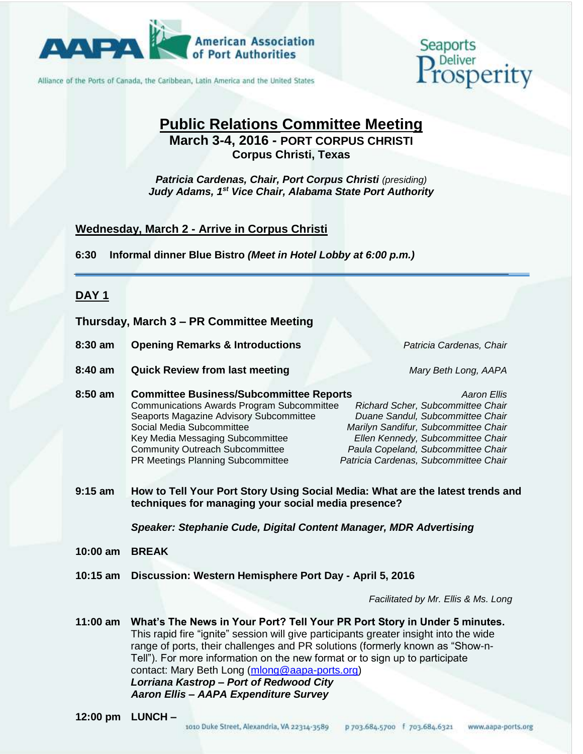**AAPA** American Association of Port Authorities

Alliance of the Ports of Canada, the Caribbean, Latin America and the United States

Seaports Deliver Prosperity

# Public Relations Committee Meeting

## March 3-4, 2016 - PORT CORPUS CHRISTI

### Corpus Christi, Texas

***Patricia Cardenas, Chair, Port Corpus Christi*** *(presiding)*
***Judy Adams, 1st Vice Chair, Alabama State Port Authority***

## Wednesday, March 2 - Arrive in Corpus Christi

**6:30 Informal dinner Blue Bistro** ***(Meet in Hotel Lobby at 6:00 p.m.)***

---

## DAY 1

### Thursday, March 3 – PR Committee Meeting

**8:30 am Opening Remarks & Introductions** — *Patricia Cardenas, Chair*

**8:40 am Quick Review from last meeting** — *Mary Beth Long, AAPA*

**8:50 am Committee Business/Subcommittee Reports** — *Aaron Ellis*

- Communications Awards Program Subcommittee — *Richard Scher, Subcommittee Chair*
- Seaports Magazine Advisory Subcommittee — *Duane Sandul, Subcommittee Chair*
- Social Media Subcommittee — *Marilyn Sandifur, Subcommittee Chair*
- Key Media Messaging Subcommittee — *Ellen Kennedy, Subcommittee Chair*
- Community Outreach Subcommittee — *Paula Copeland, Subcommittee Chair*
- PR Meetings Planning Subcommittee — *Patricia Cardenas, Subcommittee Chair*

**9:15 am How to Tell Your Port Story Using Social Media: What are the latest trends and techniques for managing your social media presence?**

***Speaker: Stephanie Cude, Digital Content Manager, MDR Advertising***

**10:00 am BREAK**

**10:15 am Discussion: Western Hemisphere Port Day - April 5, 2016**

*Facilitated by Mr. Ellis & Ms. Long*

**11:00 am What's The News in Your Port? Tell Your PR Port Story in Under 5 minutes.**
This rapid fire "ignite" session will give participants greater insight into the wide range of ports, their challenges and PR solutions (formerly known as "Show-n-Tell"). For more information on the new format or to sign up to participate contact: Mary Beth Long (mlong@aapa-ports.org)
***Lorriana Kastrop – Port of Redwood City***
***Aaron Ellis – AAPA Expenditure Survey***

**12:00 pm LUNCH –**

1010 Duke Street, Alexandria, VA 22314-3589 p 703.684.5700 f 703.684.6321 www.aapa-ports.org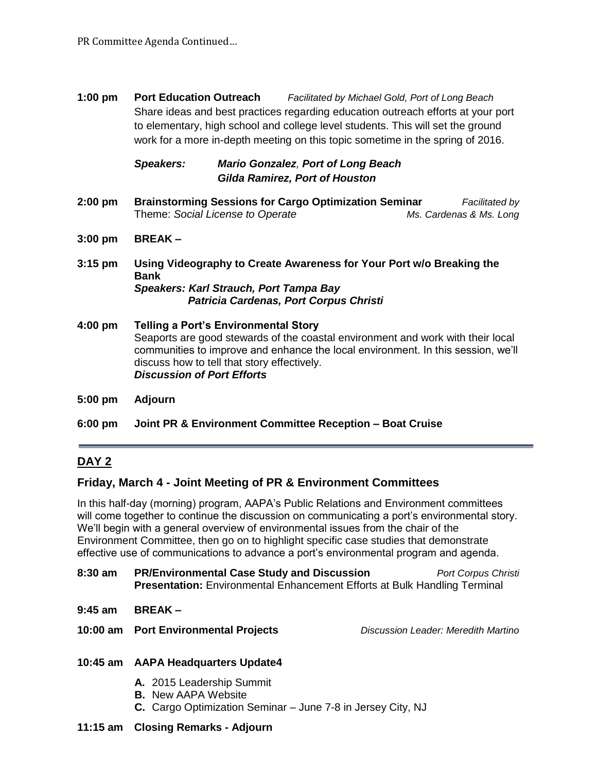**1:00 pm** **Port Education Outreach** *Facilitated by Michael Gold, Port of Long Beach*
Share ideas and best practices regarding education outreach efforts at your port to elementary, high school and college level students. This will set the ground work for a more in-depth meeting on this topic sometime in the spring of 2016.

***Speakers:*** ***Mario Gonzalez, Port of Long Beach***
***Gilda Ramirez, Port of Houston***

**2:00 pm** **Brainstorming Sessions for Cargo Optimization Seminar** *Facilitated by Ms. Cardenas & Ms. Long*
Theme: *Social License to Operate*

**3:00 pm** **BREAK –**

**3:15 pm** **Using Videography to Create Awareness for Your Port w/o Breaking the Bank**
***Speakers: Karl Strauch, Port Tampa Bay***
***Patricia Cardenas, Port Corpus Christi***

**4:00 pm** **Telling a Port's Environmental Story**
Seaports are good stewards of the coastal environment and work with their local communities to improve and enhance the local environment. In this session, we'll discuss how to tell that story effectively.
***Discussion of Port Efforts***

**5:00 pm** **Adjourn**

**6:00 pm** **Joint PR & Environment Committee Reception – Boat Cruise**

---

## DAY 2

### Friday, March 4 - Joint Meeting of PR & Environment Committees

In this half-day (morning) program, AAPA's Public Relations and Environment committees will come together to continue the discussion on communicating a port's environmental story. We'll begin with a general overview of environmental issues from the chair of the Environment Committee, then go on to highlight specific case studies that demonstrate effective use of communications to advance a port's environmental program and agenda.

**8:30 am** **PR/Environmental Case Study and Discussion** *Port Corpus Christi*
**Presentation:** Environmental Enhancement Efforts at Bulk Handling Terminal

**9:45 am** **BREAK –**

**10:00 am** **Port Environmental Projects** *Discussion Leader: Meredith Martino*

**10:45 am** **AAPA Headquarters Update4**

- **A.** 2015 Leadership Summit
- **B.** New AAPA Website
- **C.** Cargo Optimization Seminar – June 7-8 in Jersey City, NJ

**11:15 am** **Closing Remarks - Adjourn**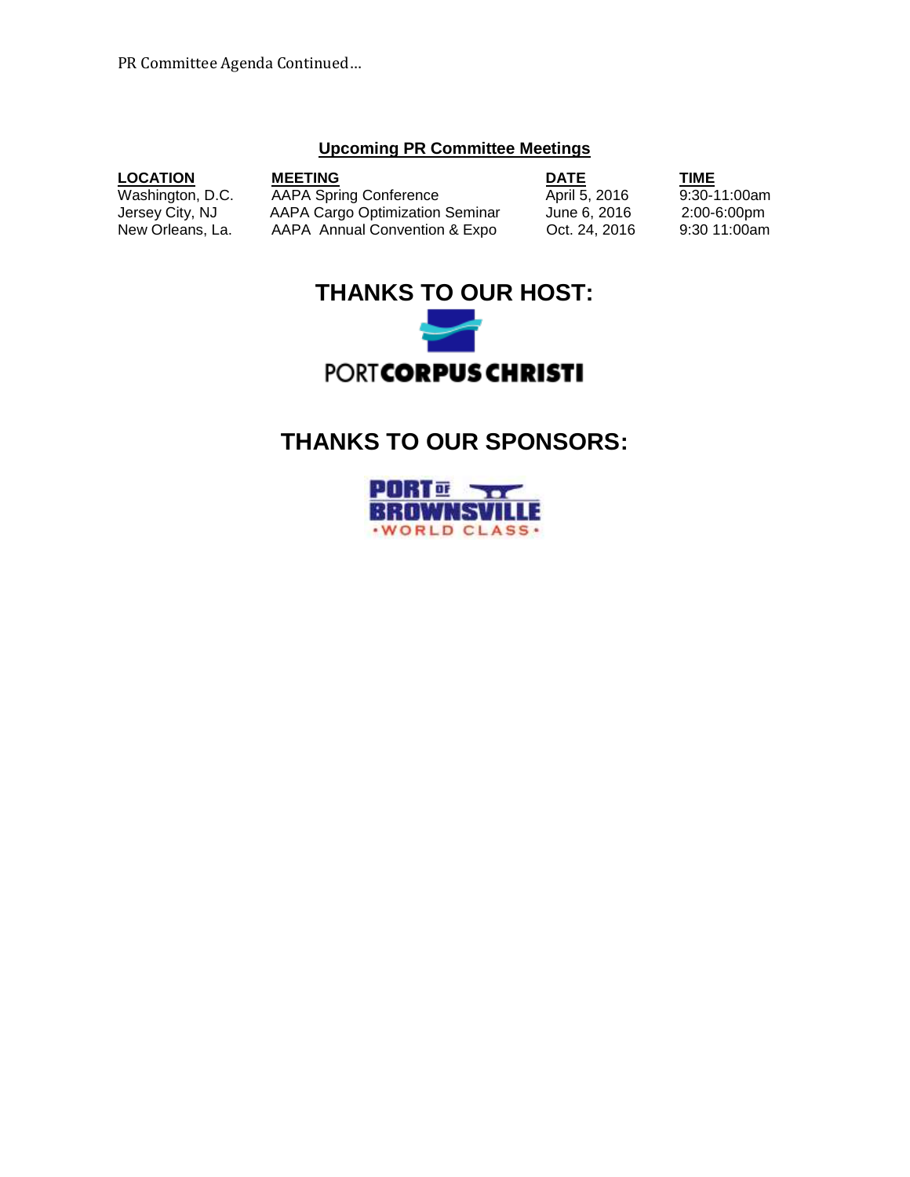PR Committee Agenda Continued…

## Upcoming PR Committee Meetings

| LOCATION | MEETING | DATE | TIME |
|---|---|---|---|
| Washington, D.C. | AAPA Spring Conference | April 5, 2016 | 9:30-11:00am |
| Jersey City, NJ | AAPA Cargo Optimization Seminar | June 6, 2016 | 2:00-6:00pm |
| New Orleans, La. | AAPA Annual Convention & Expo | Oct. 24, 2016 | 9:30 11:00am |

# THANKS TO OUR HOST:

PORT CORPUS CHRISTI

# THANKS TO OUR SPONSORS:

PORT OF BROWNSVILLE
•WORLD CLASS•